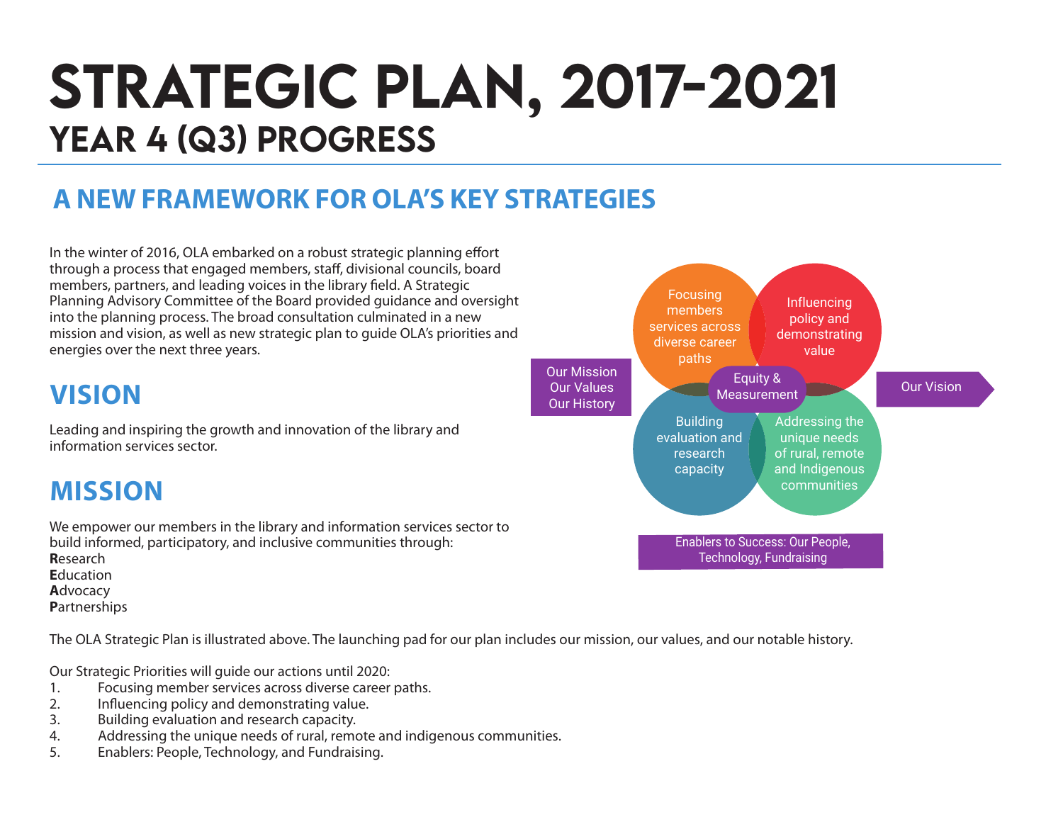# STRATEGIC PLAN, 2017-2021

## YEAR 4 (Q3) PROGRESS

## A NEW FRAMEWORK FOR OLA'S KEY STRATEGIES

In the winter of 2016, OLA embarked on a robust strategic planning effort through a process that engaged members, staff, divisional councils, board members, partners, and leading voices in the library field. A Strategic Planning Advisory Committee of the Board provided guidance and oversight into the planning process. The broad consultation culminated in a new mission and vision, as well as new strategic plan to guide OLA's priorities and energies over the next three years.

Our Mission
Our Values
Our History

Focusing members services across diverse career paths

Influencing policy and demonstrating value

Equity & Measurement

Building evaluation and research capacity

Addressing the unique needs of rural, remote and Indigenous communities

Our Vision

Enablers to Success: Our People, Technology, Fundraising

## VISION

Leading and inspiring the growth and innovation of the library and information services sector.

## MISSION

We empower our members in the library and information services sector to build informed, participatory, and inclusive communities through:
**R**esearch
**E**ducation
**A**dvocacy
**P**artnerships

The OLA Strategic Plan is illustrated above. The launching pad for our plan includes our mission, our values, and our notable history.

Our Strategic Priorities will guide our actions until 2020:

1. Focusing member services across diverse career paths.
2. Influencing policy and demonstrating value.
3. Building evaluation and research capacity.
4. Addressing the unique needs of rural, remote and indigenous communities.
5. Enablers: People, Technology, and Fundraising.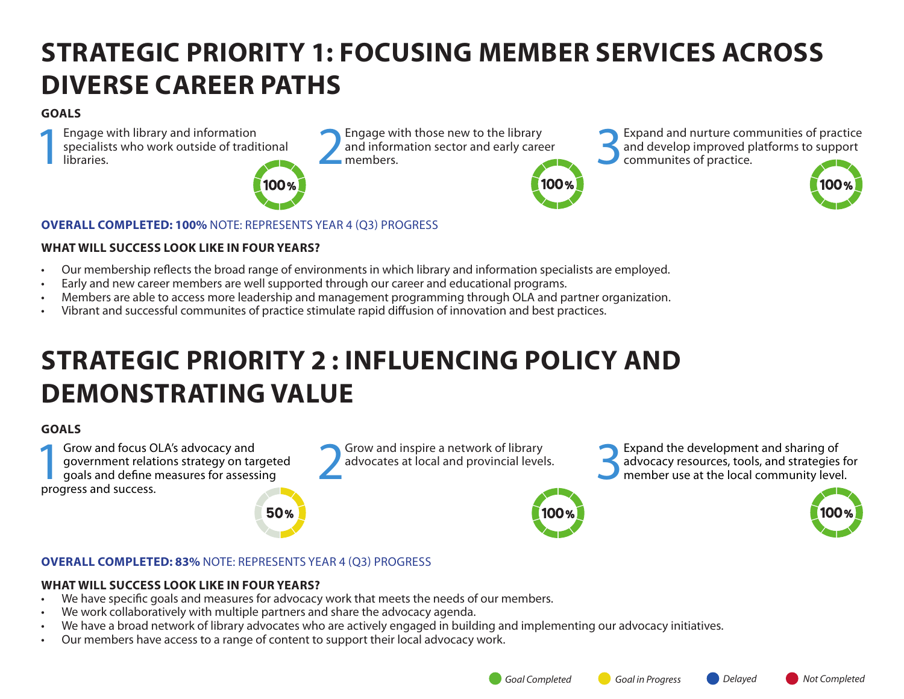# STRATEGIC PRIORITY 1: FOCUSING MEMBER SERVICES ACROSS DIVERSE CAREER PATHS

**GOALS**

1 Engage with library and information specialists who work outside of traditional libraries.

100%

2 Engage with those new to the library and information sector and early career members.

100%

3 Expand and nurture communities of practice and develop improved platforms to support communites of practice.

100%

**OVERALL COMPLETED: 100%** NOTE: REPRESENTS YEAR 4 (Q3) PROGRESS

**WHAT WILL SUCCESS LOOK LIKE IN FOUR YEARS?**

- Our membership reflects the broad range of environments in which library and information specialists are employed.
- Early and new career members are well supported through our career and educational programs.
- Members are able to access more leadership and management programming through OLA and partner organization.
- Vibrant and successful communites of practice stimulate rapid diffusion of innovation and best practices.

# STRATEGIC PRIORITY 2 : INFLUENCING POLICY AND DEMONSTRATING VALUE

**GOALS**

1 Grow and focus OLA's advocacy and government relations strategy on targeted goals and define measures for assessing progress and success.

50%

2 Grow and inspire a network of library advocates at local and provincial levels.

100%

3 Expand the development and sharing of advocacy resources, tools, and strategies for member use at the local community level.

100%

**OVERALL COMPLETED: 83%** NOTE: REPRESENTS YEAR 4 (Q3) PROGRESS

**WHAT WILL SUCCESS LOOK LIKE IN FOUR YEARS?**

- We have specific goals and measures for advocacy work that meets the needs of our members.
- We work collaboratively with multiple partners and share the advocacy agenda.
- We have a broad network of library advocates who are actively engaged in building and implementing our advocacy initiatives.
- Our members have access to a range of content to support their local advocacy work.

*Goal Completed* *Goal in Progress* *Delayed* *Not Completed*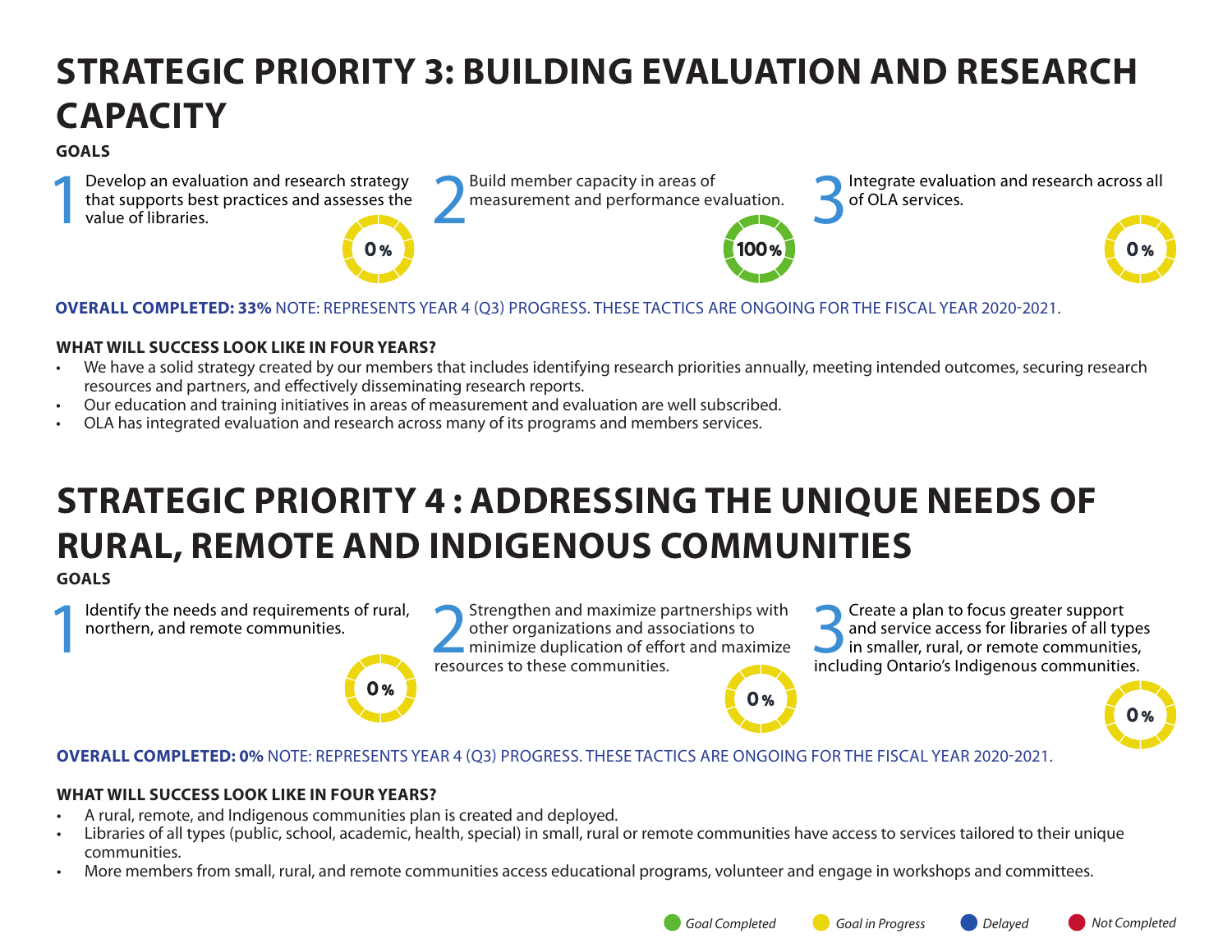# STRATEGIC PRIORITY 3: BUILDING EVALUATION AND RESEARCH CAPACITY

**GOALS**

1. Develop an evaluation and research strategy that supports best practices and assesses the value of libraries. — 0%
2. Build member capacity in areas of measurement and performance evaluation. — 100%
3. Integrate evaluation and research across all of OLA services. — 0%

**OVERALL COMPLETED: 33%** NOTE: REPRESENTS YEAR 4 (Q3) PROGRESS. THESE TACTICS ARE ONGOING FOR THE FISCAL YEAR 2020-2021.

**WHAT WILL SUCCESS LOOK LIKE IN FOUR YEARS?**

- We have a solid strategy created by our members that includes identifying research priorities annually, meeting intended outcomes, securing research resources and partners, and effectively disseminating research reports.
- Our education and training initiatives in areas of measurement and evaluation are well subscribed.
- OLA has integrated evaluation and research across many of its programs and members services.

# STRATEGIC PRIORITY 4 : ADDRESSING THE UNIQUE NEEDS OF RURAL, REMOTE AND INDIGENOUS COMMUNITIES

**GOALS**

1. Identify the needs and requirements of rural, northern, and remote communities. — 0%
2. Strengthen and maximize partnerships with other organizations and associations to minimize duplication of effort and maximize resources to these communities. — 0%
3. Create a plan to focus greater support and service access for libraries of all types in smaller, rural, or remote communities, including Ontario's Indigenous communities. — 0%

**OVERALL COMPLETED: 0%** NOTE: REPRESENTS YEAR 4 (Q3) PROGRESS. THESE TACTICS ARE ONGOING FOR THE FISCAL YEAR 2020-2021.

**WHAT WILL SUCCESS LOOK LIKE IN FOUR YEARS?**

- A rural, remote, and Indigenous communities plan is created and deployed.
- Libraries of all types (public, school, academic, health, special) in small, rural or remote communities have access to services tailored to their unique communities.
- More members from small, rural, and remote communities access educational programs, volunteer and engage in workshops and committees.

*Goal Completed* · *Goal in Progress* · *Delayed* · *Not Completed*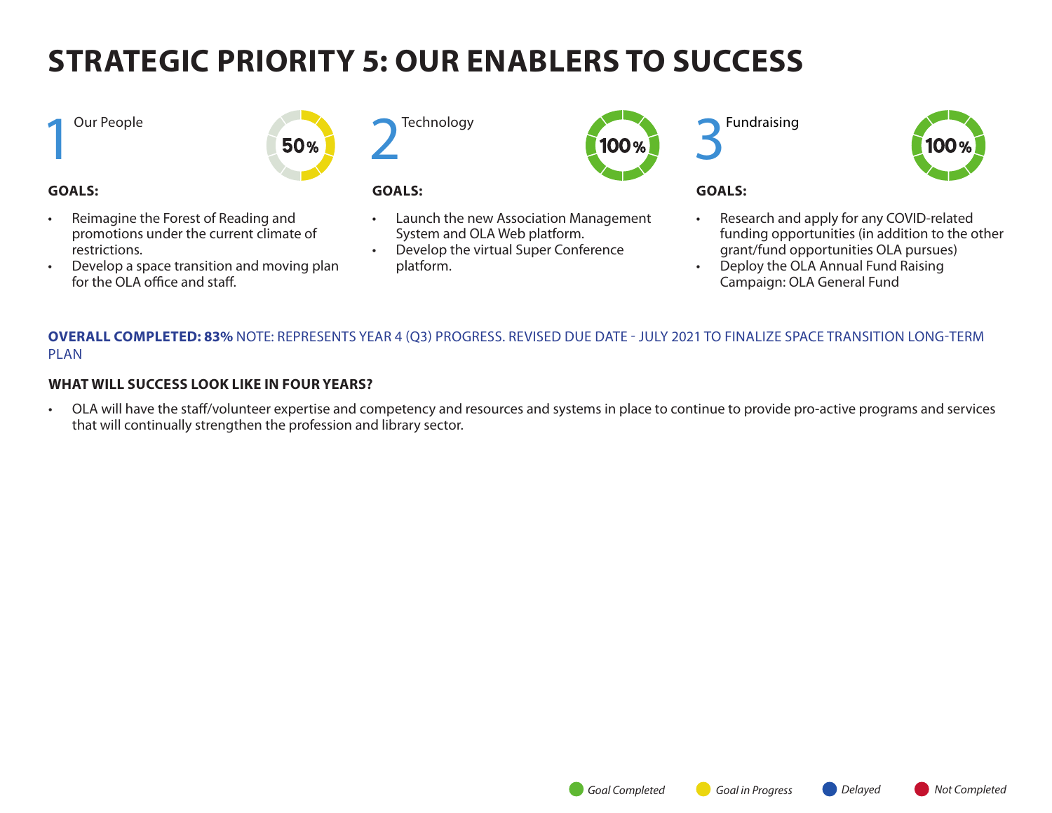# STRATEGIC PRIORITY 5: OUR ENABLERS TO SUCCESS

## 1 Our People

50%

**GOALS:**

- Reimagine the Forest of Reading and promotions under the current climate of restrictions.
- Develop a space transition and moving plan for the OLA office and staff.

## 2 Technology

100%

**GOALS:**

- Launch the new Association Management System and OLA Web platform.
- Develop the virtual Super Conference platform.

## 3 Fundraising

100%

**GOALS:**

- Research and apply for any COVID-related funding opportunities (in addition to the other grant/fund opportunities OLA pursues)
- Deploy the OLA Annual Fund Raising Campaign: OLA General Fund

**OVERALL COMPLETED: 83%** NOTE: REPRESENTS YEAR 4 (Q3) PROGRESS. REVISED DUE DATE - JULY 2021 TO FINALIZE SPACE TRANSITION LONG-TERM PLAN

**WHAT WILL SUCCESS LOOK LIKE IN FOUR YEARS?**

- OLA will have the staff/volunteer expertise and competency and resources and systems in place to continue to provide pro-active programs and services that will continually strengthen the profession and library sector.

*Goal Completed* *Goal in Progress* *Delayed* *Not Completed*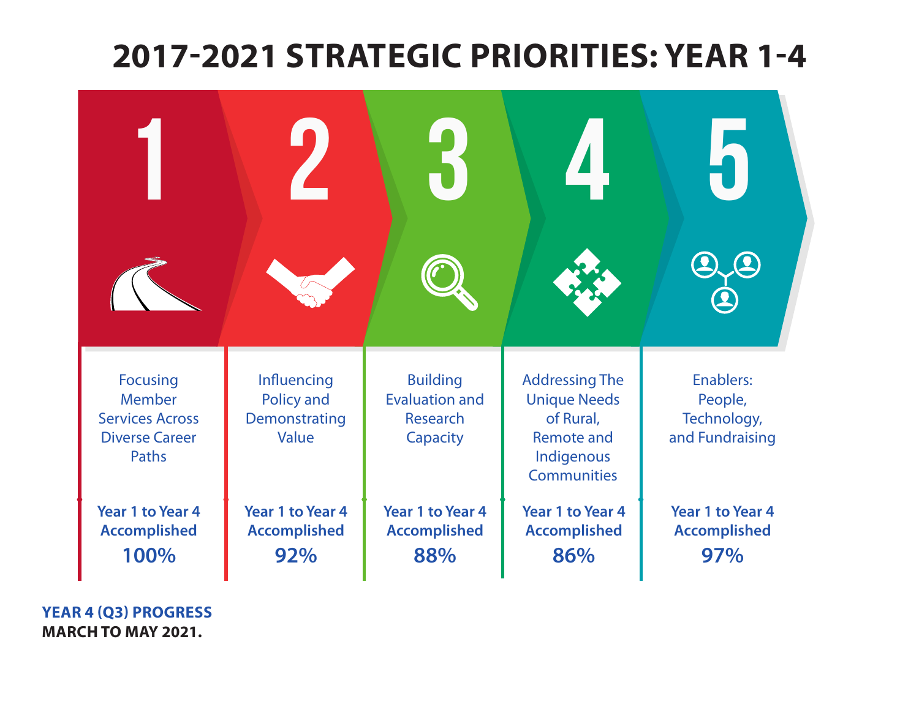# 2017-2021 STRATEGIC PRIORITIES: YEAR 1-4

**1**

Focusing Member Services Across Diverse Career Paths

**Year 1 to Year 4 Accomplished**

**100%**

**2**

Influencing Policy and Demonstrating Value

**Year 1 to Year 4 Accomplished**

**92%**

**3**

Building Evaluation and Research Capacity

**Year 1 to Year 4 Accomplished**

**88%**

**4**

Addressing The Unique Needs of Rural, Remote and Indigenous Communities

**Year 1 to Year 4 Accomplished**

**86%**

**5**

Enablers: People, Technology, and Fundraising

**Year 1 to Year 4 Accomplished**

**97%**

**YEAR 4 (Q3) PROGRESS**
**MARCH TO MAY 2021.**